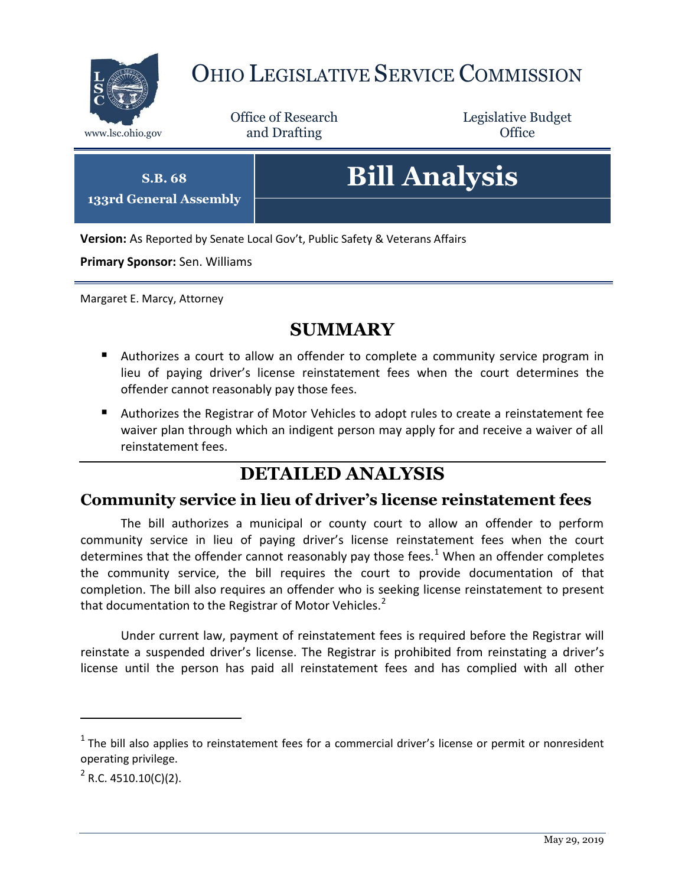# OHIO LEGISLATIVE SERVICE COMMISSION

www.lsc.ohio.gov

Office of Research and Drafting

Legislative Budget Office

**S.B. 68**
**133rd General Assembly**

# Bill Analysis

**Version:** As Reported by Senate Local Gov't, Public Safety & Veterans Affairs

**Primary Sponsor:** Sen. Williams

Margaret E. Marcy, Attorney

## SUMMARY

- Authorizes a court to allow an offender to complete a community service program in lieu of paying driver's license reinstatement fees when the court determines the offender cannot reasonably pay those fees.
- Authorizes the Registrar of Motor Vehicles to adopt rules to create a reinstatement fee waiver plan through which an indigent person may apply for and receive a waiver of all reinstatement fees.

## DETAILED ANALYSIS

### Community service in lieu of driver's license reinstatement fees

The bill authorizes a municipal or county court to allow an offender to perform community service in lieu of paying driver's license reinstatement fees when the court determines that the offender cannot reasonably pay those fees.[1] When an offender completes the community service, the bill requires the court to provide documentation of that completion. The bill also requires an offender who is seeking license reinstatement to present that documentation to the Registrar of Motor Vehicles.[2]

Under current law, payment of reinstatement fees is required before the Registrar will reinstate a suspended driver's license. The Registrar is prohibited from reinstating a driver's license until the person has paid all reinstatement fees and has complied with all other

[1] The bill also applies to reinstatement fees for a commercial driver's license or permit or nonresident operating privilege.

[2] R.C. 4510.10(C)(2).

May 29, 2019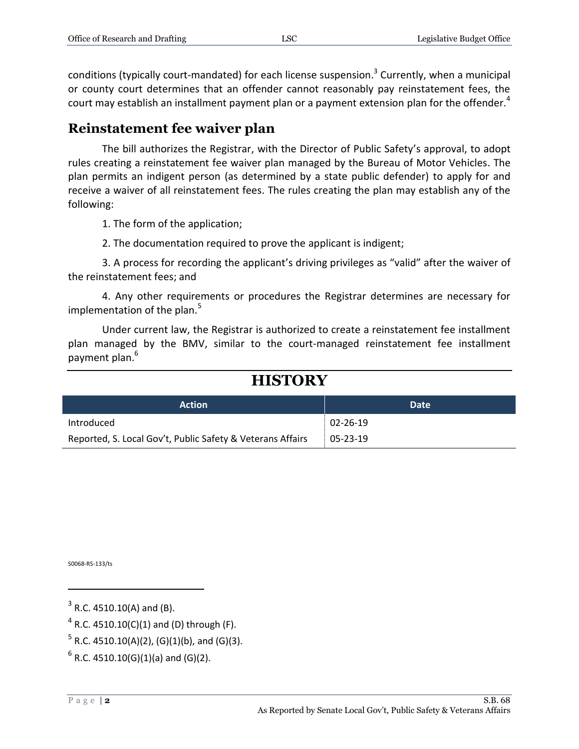conditions (typically court-mandated) for each license suspension.[3] Currently, when a municipal or county court determines that an offender cannot reasonably pay reinstatement fees, the court may establish an installment payment plan or a payment extension plan for the offender.[4]

## Reinstatement fee waiver plan

The bill authorizes the Registrar, with the Director of Public Safety's approval, to adopt rules creating a reinstatement fee waiver plan managed by the Bureau of Motor Vehicles. The plan permits an indigent person (as determined by a state public defender) to apply for and receive a waiver of all reinstatement fees. The rules creating the plan may establish any of the following:

1. The form of the application;

2. The documentation required to prove the applicant is indigent;

3. A process for recording the applicant's driving privileges as "valid" after the waiver of the reinstatement fees; and

4. Any other requirements or procedures the Registrar determines are necessary for implementation of the plan.[5]

Under current law, the Registrar is authorized to create a reinstatement fee installment plan managed by the BMV, similar to the court-managed reinstatement fee installment payment plan.[6]

## HISTORY

| Action | Date |
|---|---|
| Introduced | 02-26-19 |
| Reported, S. Local Gov't, Public Safety & Veterans Affairs | 05-23-19 |

S0068-RS-133/ts

---

[3] R.C. 4510.10(A) and (B).

[4] R.C. 4510.10(C)(1) and (D) through (F).

[5] R.C. 4510.10(A)(2), (G)(1)(b), and (G)(3).

[6] R.C. 4510.10(G)(1)(a) and (G)(2).